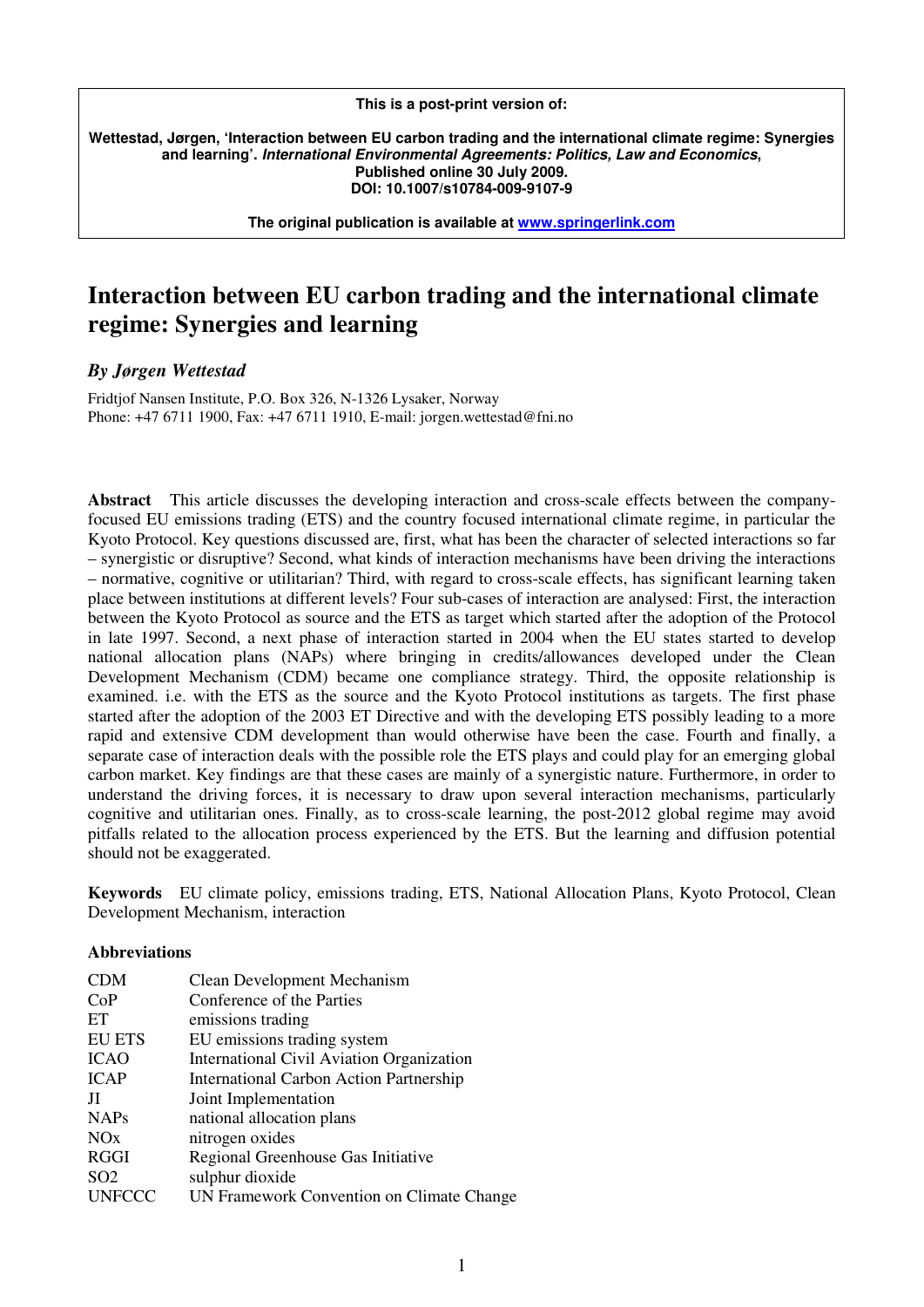**This is a post-print version of:**

**Wettestad, Jørgen, 'Interaction between EU carbon trading and the international climate regime: Synergies and learning'. *International Environmental Agreements: Politics, Law and Economics*, Published online 30 July 2009. DOI: 10.1007/s10784-009-9107-9**

**The original publication is available at [www.springerlink.com](www.springerlink.com)**

# Interaction between EU carbon trading and the international climate regime: Synergies and learning

***By Jørgen Wettestad***

Fridtjof Nansen Institute, P.O. Box 326, N-1326 Lysaker, Norway
Phone: +47 6711 1900, Fax: +47 6711 1910, E-mail: jorgen.wettestad@fni.no

**Abstract** This article discusses the developing interaction and cross-scale effects between the company-focused EU emissions trading (ETS) and the country focused international climate regime, in particular the Kyoto Protocol. Key questions discussed are, first, what has been the character of selected interactions so far – synergistic or disruptive? Second, what kinds of interaction mechanisms have been driving the interactions – normative, cognitive or utilitarian? Third, with regard to cross-scale effects, has significant learning taken place between institutions at different levels? Four sub-cases of interaction are analysed: First, the interaction between the Kyoto Protocol as source and the ETS as target which started after the adoption of the Protocol in late 1997. Second, a next phase of interaction started in 2004 when the EU states started to develop national allocation plans (NAPs) where bringing in credits/allowances developed under the Clean Development Mechanism (CDM) became one compliance strategy. Third, the opposite relationship is examined. i.e. with the ETS as the source and the Kyoto Protocol institutions as targets. The first phase started after the adoption of the 2003 ET Directive and with the developing ETS possibly leading to a more rapid and extensive CDM development than would otherwise have been the case. Fourth and finally, a separate case of interaction deals with the possible role the ETS plays and could play for an emerging global carbon market. Key findings are that these cases are mainly of a synergistic nature. Furthermore, in order to understand the driving forces, it is necessary to draw upon several interaction mechanisms, particularly cognitive and utilitarian ones. Finally, as to cross-scale learning, the post-2012 global regime may avoid pitfalls related to the allocation process experienced by the ETS. But the learning and diffusion potential should not be exaggerated.

**Keywords** EU climate policy, emissions trading, ETS, National Allocation Plans, Kyoto Protocol, Clean Development Mechanism, interaction

### Abbreviations

| | |
|---|---|
| CDM | Clean Development Mechanism |
| CoP | Conference of the Parties |
| ET | emissions trading |
| EU ETS | EU emissions trading system |
| ICAO | International Civil Aviation Organization |
| ICAP | International Carbon Action Partnership |
| JI | Joint Implementation |
| NAPs | national allocation plans |
| NOx | nitrogen oxides |
| RGGI | Regional Greenhouse Gas Initiative |
| SO2 | sulphur dioxide |
| UNFCCC | UN Framework Convention on Climate Change |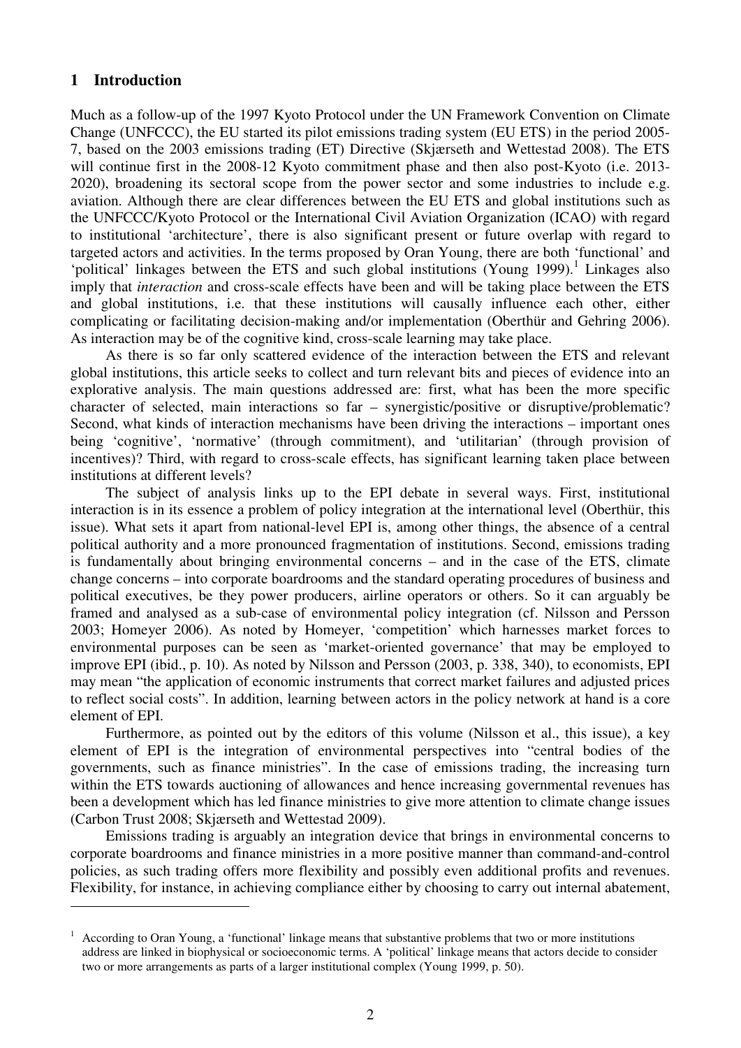## 1 Introduction

Much as a follow-up of the 1997 Kyoto Protocol under the UN Framework Convention on Climate Change (UNFCCC), the EU started its pilot emissions trading system (EU ETS) in the period 2005-7, based on the 2003 emissions trading (ET) Directive (Skjærseth and Wettestad 2008). The ETS will continue first in the 2008-12 Kyoto commitment phase and then also post-Kyoto (i.e. 2013-2020), broadening its sectoral scope from the power sector and some industries to include e.g. aviation. Although there are clear differences between the EU ETS and global institutions such as the UNFCCC/Kyoto Protocol or the International Civil Aviation Organization (ICAO) with regard to institutional 'architecture', there is also significant present or future overlap with regard to targeted actors and activities. In the terms proposed by Oran Young, there are both 'functional' and 'political' linkages between the ETS and such global institutions (Young 1999).[1] Linkages also imply that *interaction* and cross-scale effects have been and will be taking place between the ETS and global institutions, i.e. that these institutions will causally influence each other, either complicating or facilitating decision-making and/or implementation (Oberthür and Gehring 2006). As interaction may be of the cognitive kind, cross-scale learning may take place.

As there is so far only scattered evidence of the interaction between the ETS and relevant global institutions, this article seeks to collect and turn relevant bits and pieces of evidence into an explorative analysis. The main questions addressed are: first, what has been the more specific character of selected, main interactions so far – synergistic/positive or disruptive/problematic? Second, what kinds of interaction mechanisms have been driving the interactions – important ones being 'cognitive', 'normative' (through commitment), and 'utilitarian' (through provision of incentives)? Third, with regard to cross-scale effects, has significant learning taken place between institutions at different levels?

The subject of analysis links up to the EPI debate in several ways. First, institutional interaction is in its essence a problem of policy integration at the international level (Oberthür, this issue). What sets it apart from national-level EPI is, among other things, the absence of a central political authority and a more pronounced fragmentation of institutions. Second, emissions trading is fundamentally about bringing environmental concerns – and in the case of the ETS, climate change concerns – into corporate boardrooms and the standard operating procedures of business and political executives, be they power producers, airline operators or others. So it can arguably be framed and analysed as a sub-case of environmental policy integration (cf. Nilsson and Persson 2003; Homeyer 2006). As noted by Homeyer, 'competition' which harnesses market forces to environmental purposes can be seen as 'market-oriented governance' that may be employed to improve EPI (ibid., p. 10). As noted by Nilsson and Persson (2003, p. 338, 340), to economists, EPI may mean "the application of economic instruments that correct market failures and adjusted prices to reflect social costs". In addition, learning between actors in the policy network at hand is a core element of EPI.

Furthermore, as pointed out by the editors of this volume (Nilsson et al., this issue), a key element of EPI is the integration of environmental perspectives into "central bodies of the governments, such as finance ministries". In the case of emissions trading, the increasing turn within the ETS towards auctioning of allowances and hence increasing governmental revenues has been a development which has led finance ministries to give more attention to climate change issues (Carbon Trust 2008; Skjærseth and Wettestad 2009).

Emissions trading is arguably an integration device that brings in environmental concerns to corporate boardrooms and finance ministries in a more positive manner than command-and-control policies, as such trading offers more flexibility and possibly even additional profits and revenues. Flexibility, for instance, in achieving compliance either by choosing to carry out internal abatement,

---

[1] According to Oran Young, a 'functional' linkage means that substantive problems that two or more institutions address are linked in biophysical or socioeconomic terms. A 'political' linkage means that actors decide to consider two or more arrangements as parts of a larger institutional complex (Young 1999, p. 50).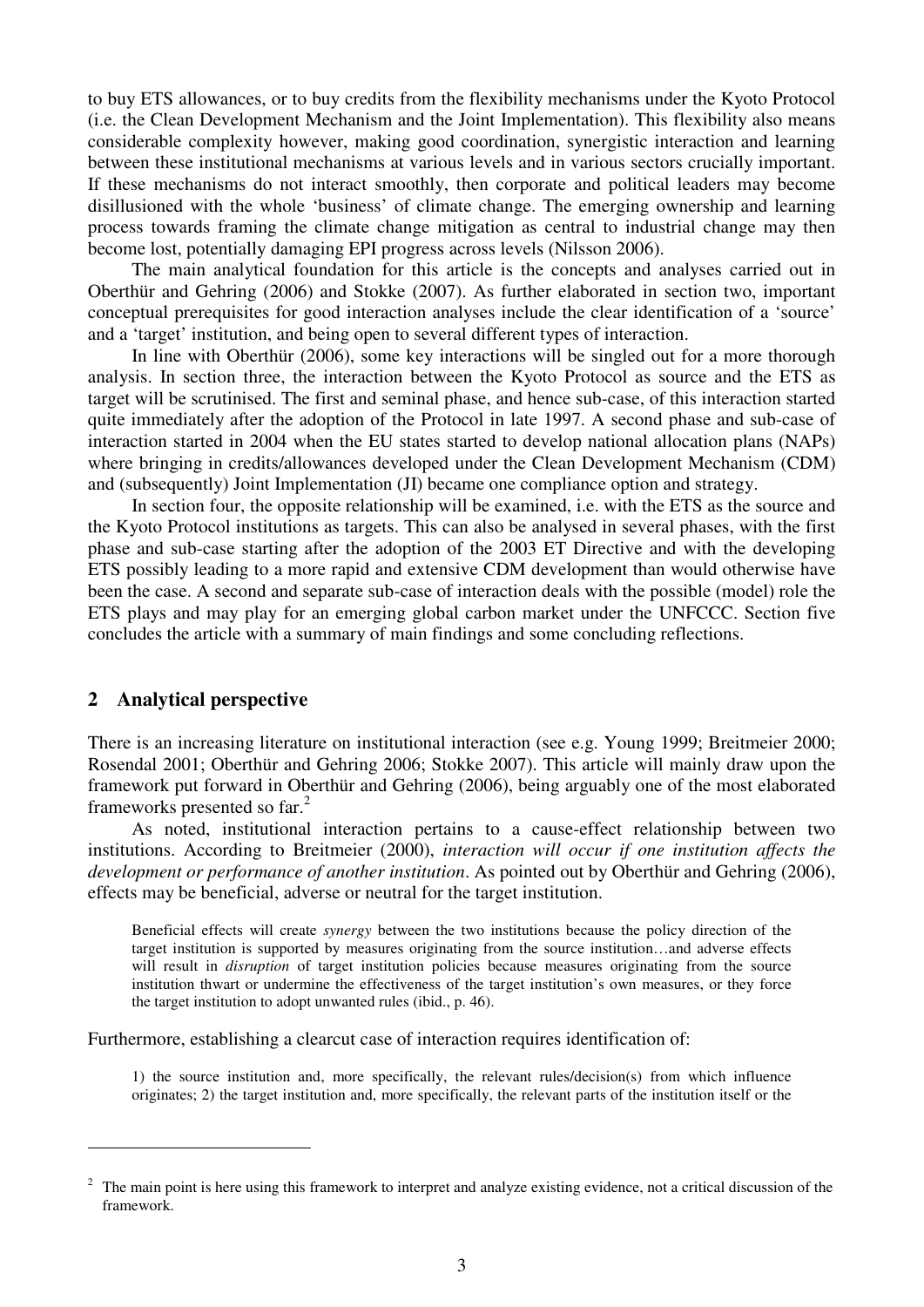to buy ETS allowances, or to buy credits from the flexibility mechanisms under the Kyoto Protocol (i.e. the Clean Development Mechanism and the Joint Implementation). This flexibility also means considerable complexity however, making good coordination, synergistic interaction and learning between these institutional mechanisms at various levels and in various sectors crucially important. If these mechanisms do not interact smoothly, then corporate and political leaders may become disillusioned with the whole 'business' of climate change. The emerging ownership and learning process towards framing the climate change mitigation as central to industrial change may then become lost, potentially damaging EPI progress across levels (Nilsson 2006).

The main analytical foundation for this article is the concepts and analyses carried out in Oberthür and Gehring (2006) and Stokke (2007). As further elaborated in section two, important conceptual prerequisites for good interaction analyses include the clear identification of a 'source' and a 'target' institution, and being open to several different types of interaction.

In line with Oberthür (2006), some key interactions will be singled out for a more thorough analysis. In section three, the interaction between the Kyoto Protocol as source and the ETS as target will be scrutinised. The first and seminal phase, and hence sub-case, of this interaction started quite immediately after the adoption of the Protocol in late 1997. A second phase and sub-case of interaction started in 2004 when the EU states started to develop national allocation plans (NAPs) where bringing in credits/allowances developed under the Clean Development Mechanism (CDM) and (subsequently) Joint Implementation (JI) became one compliance option and strategy.

In section four, the opposite relationship will be examined, i.e. with the ETS as the source and the Kyoto Protocol institutions as targets. This can also be analysed in several phases, with the first phase and sub-case starting after the adoption of the 2003 ET Directive and with the developing ETS possibly leading to a more rapid and extensive CDM development than would otherwise have been the case. A second and separate sub-case of interaction deals with the possible (model) role the ETS plays and may play for an emerging global carbon market under the UNFCCC. Section five concludes the article with a summary of main findings and some concluding reflections.

## 2 Analytical perspective

There is an increasing literature on institutional interaction (see e.g. Young 1999; Breitmeier 2000; Rosendal 2001; Oberthür and Gehring 2006; Stokke 2007). This article will mainly draw upon the framework put forward in Oberthür and Gehring (2006), being arguably one of the most elaborated frameworks presented so far.[2]

As noted, institutional interaction pertains to a cause-effect relationship between two institutions. According to Breitmeier (2000), *interaction will occur if one institution affects the development or performance of another institution*. As pointed out by Oberthür and Gehring (2006), effects may be beneficial, adverse or neutral for the target institution.

> Beneficial effects will create *synergy* between the two institutions because the policy direction of the target institution is supported by measures originating from the source institution…and adverse effects will result in *disruption* of target institution policies because measures originating from the source institution thwart or undermine the effectiveness of the target institution's own measures, or they force the target institution to adopt unwanted rules (ibid., p. 46).

Furthermore, establishing a clearcut case of interaction requires identification of:

> 1) the source institution and, more specifically, the relevant rules/decision(s) from which influence originates; 2) the target institution and, more specifically, the relevant parts of the institution itself or the

[2] The main point is here using this framework to interpret and analyze existing evidence, not a critical discussion of the framework.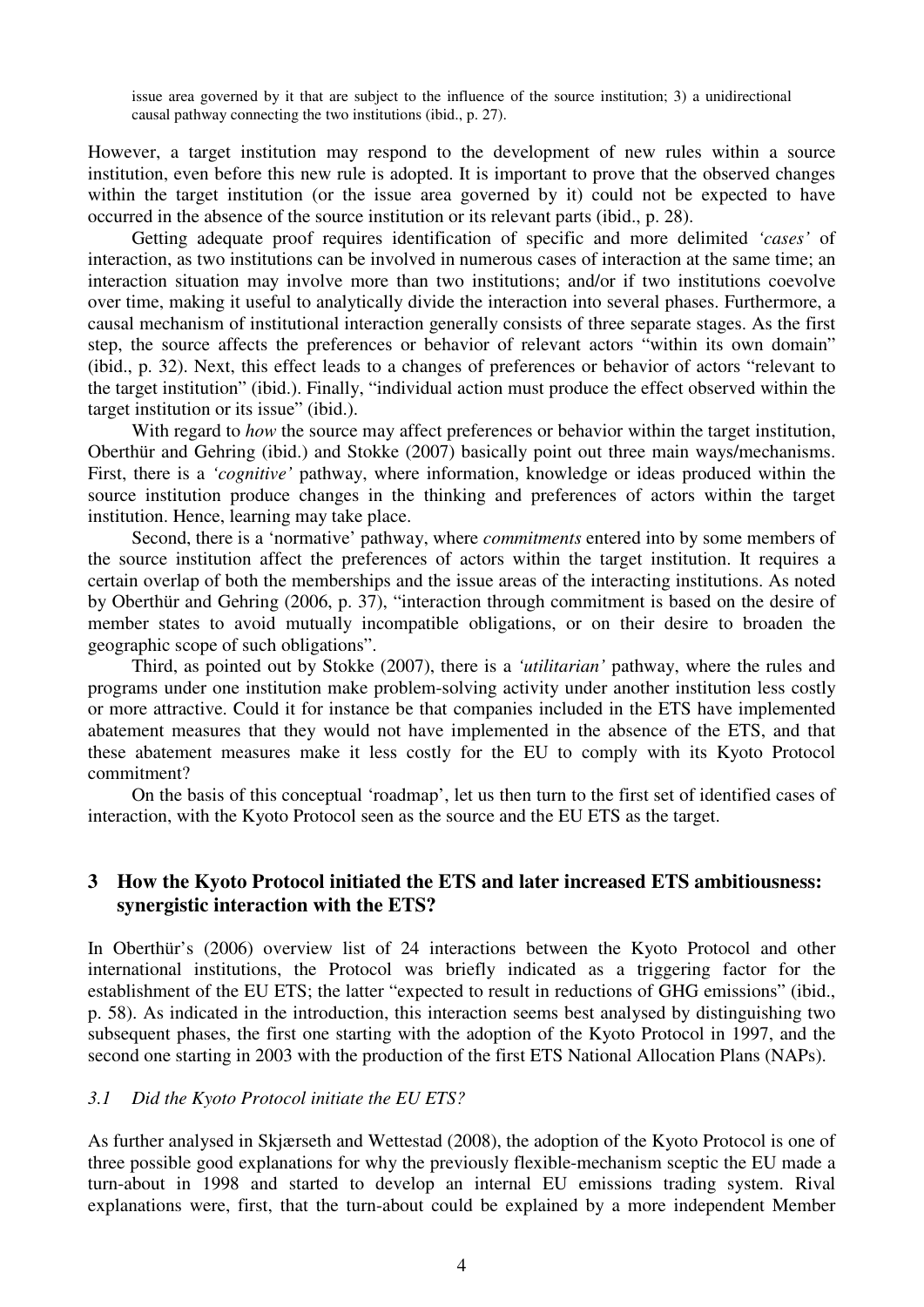issue area governed by it that are subject to the influence of the source institution; 3) a unidirectional causal pathway connecting the two institutions (ibid., p. 27).

However, a target institution may respond to the development of new rules within a source institution, even before this new rule is adopted. It is important to prove that the observed changes within the target institution (or the issue area governed by it) could not be expected to have occurred in the absence of the source institution or its relevant parts (ibid., p. 28).

Getting adequate proof requires identification of specific and more delimited *'cases'* of interaction, as two institutions can be involved in numerous cases of interaction at the same time; an interaction situation may involve more than two institutions; and/or if two institutions coevolve over time, making it useful to analytically divide the interaction into several phases. Furthermore, a causal mechanism of institutional interaction generally consists of three separate stages. As the first step, the source affects the preferences or behavior of relevant actors "within its own domain" (ibid., p. 32). Next, this effect leads to a changes of preferences or behavior of actors "relevant to the target institution" (ibid.). Finally, "individual action must produce the effect observed within the target institution or its issue" (ibid.).

With regard to *how* the source may affect preferences or behavior within the target institution, Oberthür and Gehring (ibid.) and Stokke (2007) basically point out three main ways/mechanisms. First, there is a *'cognitive'* pathway, where information, knowledge or ideas produced within the source institution produce changes in the thinking and preferences of actors within the target institution. Hence, learning may take place.

Second, there is a 'normative' pathway, where *commitments* entered into by some members of the source institution affect the preferences of actors within the target institution. It requires a certain overlap of both the memberships and the issue areas of the interacting institutions. As noted by Oberthür and Gehring (2006, p. 37), "interaction through commitment is based on the desire of member states to avoid mutually incompatible obligations, or on their desire to broaden the geographic scope of such obligations".

Third, as pointed out by Stokke (2007), there is a *'utilitarian'* pathway, where the rules and programs under one institution make problem-solving activity under another institution less costly or more attractive. Could it for instance be that companies included in the ETS have implemented abatement measures that they would not have implemented in the absence of the ETS, and that these abatement measures make it less costly for the EU to comply with its Kyoto Protocol commitment?

On the basis of this conceptual 'roadmap', let us then turn to the first set of identified cases of interaction, with the Kyoto Protocol seen as the source and the EU ETS as the target.

## 3 How the Kyoto Protocol initiated the ETS and later increased ETS ambitiousness: synergistic interaction with the ETS?

In Oberthür's (2006) overview list of 24 interactions between the Kyoto Protocol and other international institutions, the Protocol was briefly indicated as a triggering factor for the establishment of the EU ETS; the latter "expected to result in reductions of GHG emissions" (ibid., p. 58). As indicated in the introduction, this interaction seems best analysed by distinguishing two subsequent phases, the first one starting with the adoption of the Kyoto Protocol in 1997, and the second one starting in 2003 with the production of the first ETS National Allocation Plans (NAPs).

### *3.1 Did the Kyoto Protocol initiate the EU ETS?*

As further analysed in Skjærseth and Wettestad (2008), the adoption of the Kyoto Protocol is one of three possible good explanations for why the previously flexible-mechanism sceptic the EU made a turn-about in 1998 and started to develop an internal EU emissions trading system. Rival explanations were, first, that the turn-about could be explained by a more independent Member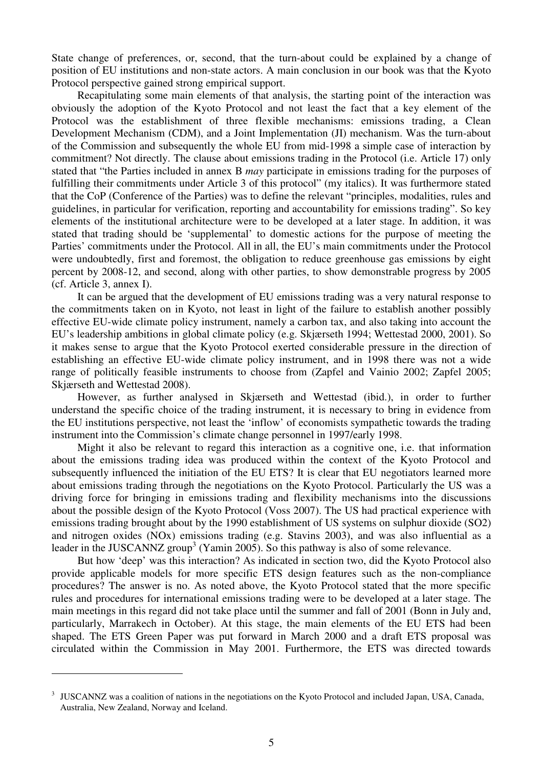State change of preferences, or, second, that the turn-about could be explained by a change of position of EU institutions and non-state actors. A main conclusion in our book was that the Kyoto Protocol perspective gained strong empirical support.

Recapitulating some main elements of that analysis, the starting point of the interaction was obviously the adoption of the Kyoto Protocol and not least the fact that a key element of the Protocol was the establishment of three flexible mechanisms: emissions trading, a Clean Development Mechanism (CDM), and a Joint Implementation (JI) mechanism. Was the turn-about of the Commission and subsequently the whole EU from mid-1998 a simple case of interaction by commitment? Not directly. The clause about emissions trading in the Protocol (i.e. Article 17) only stated that "the Parties included in annex B *may* participate in emissions trading for the purposes of fulfilling their commitments under Article 3 of this protocol" (my italics). It was furthermore stated that the CoP (Conference of the Parties) was to define the relevant "principles, modalities, rules and guidelines, in particular for verification, reporting and accountability for emissions trading". So key elements of the institutional architecture were to be developed at a later stage. In addition, it was stated that trading should be 'supplemental' to domestic actions for the purpose of meeting the Parties' commitments under the Protocol. All in all, the EU's main commitments under the Protocol were undoubtedly, first and foremost, the obligation to reduce greenhouse gas emissions by eight percent by 2008-12, and second, along with other parties, to show demonstrable progress by 2005 (cf. Article 3, annex I).

It can be argued that the development of EU emissions trading was a very natural response to the commitments taken on in Kyoto, not least in light of the failure to establish another possibly effective EU-wide climate policy instrument, namely a carbon tax, and also taking into account the EU's leadership ambitions in global climate policy (e.g. Skjærseth 1994; Wettestad 2000, 2001). So it makes sense to argue that the Kyoto Protocol exerted considerable pressure in the direction of establishing an effective EU-wide climate policy instrument, and in 1998 there was not a wide range of politically feasible instruments to choose from (Zapfel and Vainio 2002; Zapfel 2005; Skjærseth and Wettestad 2008).

However, as further analysed in Skjærseth and Wettestad (ibid.), in order to further understand the specific choice of the trading instrument, it is necessary to bring in evidence from the EU institutions perspective, not least the 'inflow' of economists sympathetic towards the trading instrument into the Commission's climate change personnel in 1997/early 1998.

Might it also be relevant to regard this interaction as a cognitive one, i.e. that information about the emissions trading idea was produced within the context of the Kyoto Protocol and subsequently influenced the initiation of the EU ETS? It is clear that EU negotiators learned more about emissions trading through the negotiations on the Kyoto Protocol. Particularly the US was a driving force for bringing in emissions trading and flexibility mechanisms into the discussions about the possible design of the Kyoto Protocol (Voss 2007). The US had practical experience with emissions trading brought about by the 1990 establishment of US systems on sulphur dioxide ($SO_2$) and nitrogen oxides ($NO_x$) emissions trading (e.g. Stavins 2003), and was also influential as a leader in the JUSCANNZ group[3] (Yamin 2005). So this pathway is also of some relevance.

But how 'deep' was this interaction? As indicated in section two, did the Kyoto Protocol also provide applicable models for more specific ETS design features such as the non-compliance procedures? The answer is no. As noted above, the Kyoto Protocol stated that the more specific rules and procedures for international emissions trading were to be developed at a later stage. The main meetings in this regard did not take place until the summer and fall of 2001 (Bonn in July and, particularly, Marrakech in October). At this stage, the main elements of the EU ETS had been shaped. The ETS Green Paper was put forward in March 2000 and a draft ETS proposal was circulated within the Commission in May 2001. Furthermore, the ETS was directed towards

---

[3] JUSCANNZ was a coalition of nations in the negotiations on the Kyoto Protocol and included Japan, USA, Canada, Australia, New Zealand, Norway and Iceland.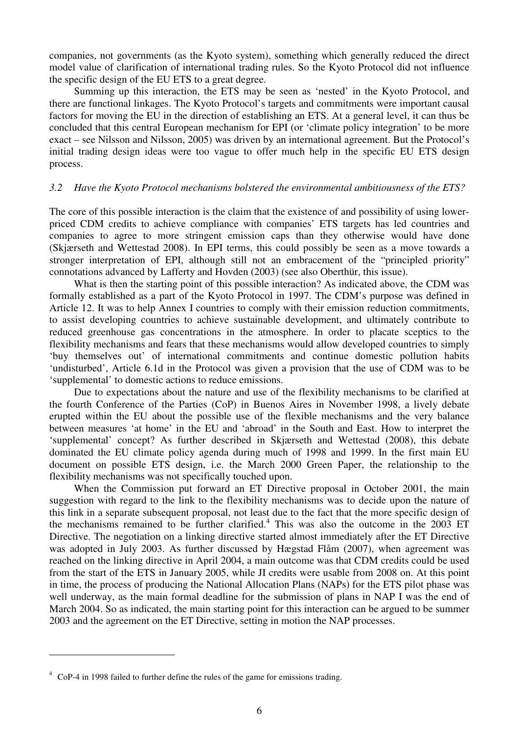companies, not governments (as the Kyoto system), something which generally reduced the direct model value of clarification of international trading rules. So the Kyoto Protocol did not influence the specific design of the EU ETS to a great degree.

Summing up this interaction, the ETS may be seen as 'nested' in the Kyoto Protocol, and there are functional linkages. The Kyoto Protocol's targets and commitments were important causal factors for moving the EU in the direction of establishing an ETS. At a general level, it can thus be concluded that this central European mechanism for EPI (or 'climate policy integration' to be more exact – see Nilsson and Nilsson, 2005) was driven by an international agreement. But the Protocol's initial trading design ideas were too vague to offer much help in the specific EU ETS design process.

### *3.2 Have the Kyoto Protocol mechanisms bolstered the environmental ambitiousness of the ETS?*

The core of this possible interaction is the claim that the existence of and possibility of using lower-priced CDM credits to achieve compliance with companies' ETS targets has led countries and companies to agree to more stringent emission caps than they otherwise would have done (Skjærseth and Wettestad 2008). In EPI terms, this could possibly be seen as a move towards a stronger interpretation of EPI, although still not an embracement of the "principled priority" connotations advanced by Lafferty and Hovden (2003) (see also Oberthür, this issue).

What is then the starting point of this possible interaction? As indicated above, the CDM was formally established as a part of the Kyoto Protocol in 1997. The CDM's purpose was defined in Article 12. It was to help Annex I countries to comply with their emission reduction commitments, to assist developing countries to achieve sustainable development, and ultimately contribute to reduced greenhouse gas concentrations in the atmosphere. In order to placate sceptics to the flexibility mechanisms and fears that these mechanisms would allow developed countries to simply 'buy themselves out' of international commitments and continue domestic pollution habits 'undisturbed', Article 6.1d in the Protocol was given a provision that the use of CDM was to be 'supplemental' to domestic actions to reduce emissions.

Due to expectations about the nature and use of the flexibility mechanisms to be clarified at the fourth Conference of the Parties (CoP) in Buenos Aires in November 1998, a lively debate erupted within the EU about the possible use of the flexible mechanisms and the very balance between measures 'at home' in the EU and 'abroad' in the South and East. How to interpret the 'supplemental' concept? As further described in Skjærseth and Wettestad (2008), this debate dominated the EU climate policy agenda during much of 1998 and 1999. In the first main EU document on possible ETS design, i.e. the March 2000 Green Paper, the relationship to the flexibility mechanisms was not specifically touched upon.

When the Commission put forward an ET Directive proposal in October 2001, the main suggestion with regard to the link to the flexibility mechanisms was to decide upon the nature of this link in a separate subsequent proposal, not least due to the fact that the more specific design of the mechanisms remained to be further clarified.[4] This was also the outcome in the 2003 ET Directive. The negotiation on a linking directive started almost immediately after the ET Directive was adopted in July 2003. As further discussed by Hægstad Flåm (2007), when agreement was reached on the linking directive in April 2004, a main outcome was that CDM credits could be used from the start of the ETS in January 2005, while JI credits were usable from 2008 on. At this point in time, the process of producing the National Allocation Plans (NAPs) for the ETS pilot phase was well underway, as the main formal deadline for the submission of plans in NAP I was the end of March 2004. So as indicated, the main starting point for this interaction can be argued to be summer 2003 and the agreement on the ET Directive, setting in motion the NAP processes.

---

[4] CoP-4 in 1998 failed to further define the rules of the game for emissions trading.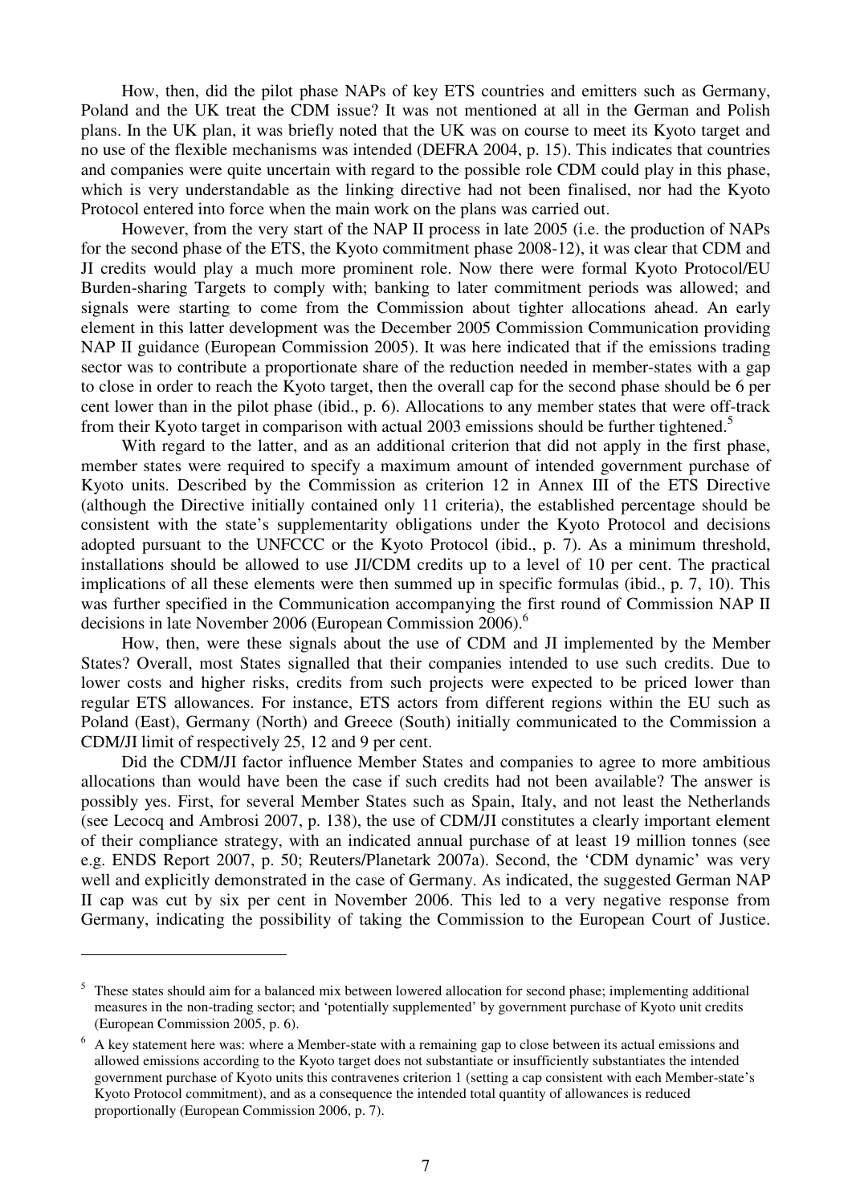How, then, did the pilot phase NAPs of key ETS countries and emitters such as Germany, Poland and the UK treat the CDM issue? It was not mentioned at all in the German and Polish plans. In the UK plan, it was briefly noted that the UK was on course to meet its Kyoto target and no use of the flexible mechanisms was intended (DEFRA 2004, p. 15). This indicates that countries and companies were quite uncertain with regard to the possible role CDM could play in this phase, which is very understandable as the linking directive had not been finalised, nor had the Kyoto Protocol entered into force when the main work on the plans was carried out.

However, from the very start of the NAP II process in late 2005 (i.e. the production of NAPs for the second phase of the ETS, the Kyoto commitment phase 2008-12), it was clear that CDM and JI credits would play a much more prominent role. Now there were formal Kyoto Protocol/EU Burden-sharing Targets to comply with; banking to later commitment periods was allowed; and signals were starting to come from the Commission about tighter allocations ahead. An early element in this latter development was the December 2005 Commission Communication providing NAP II guidance (European Commission 2005). It was here indicated that if the emissions trading sector was to contribute a proportionate share of the reduction needed in member-states with a gap to close in order to reach the Kyoto target, then the overall cap for the second phase should be 6 per cent lower than in the pilot phase (ibid., p. 6). Allocations to any member states that were off-track from their Kyoto target in comparison with actual 2003 emissions should be further tightened.[5]

With regard to the latter, and as an additional criterion that did not apply in the first phase, member states were required to specify a maximum amount of intended government purchase of Kyoto units. Described by the Commission as criterion 12 in Annex III of the ETS Directive (although the Directive initially contained only 11 criteria), the established percentage should be consistent with the state's supplementarity obligations under the Kyoto Protocol and decisions adopted pursuant to the UNFCCC or the Kyoto Protocol (ibid., p. 7). As a minimum threshold, installations should be allowed to use JI/CDM credits up to a level of 10 per cent. The practical implications of all these elements were then summed up in specific formulas (ibid., p. 7, 10). This was further specified in the Communication accompanying the first round of Commission NAP II decisions in late November 2006 (European Commission 2006).[6]

How, then, were these signals about the use of CDM and JI implemented by the Member States? Overall, most States signalled that their companies intended to use such credits. Due to lower costs and higher risks, credits from such projects were expected to be priced lower than regular ETS allowances. For instance, ETS actors from different regions within the EU such as Poland (East), Germany (North) and Greece (South) initially communicated to the Commission a CDM/JI limit of respectively 25, 12 and 9 per cent.

Did the CDM/JI factor influence Member States and companies to agree to more ambitious allocations than would have been the case if such credits had not been available? The answer is possibly yes. First, for several Member States such as Spain, Italy, and not least the Netherlands (see Lecocq and Ambrosi 2007, p. 138), the use of CDM/JI constitutes a clearly important element of their compliance strategy, with an indicated annual purchase of at least 19 million tonnes (see e.g. ENDS Report 2007, p. 50; Reuters/Planetark 2007a). Second, the 'CDM dynamic' was very well and explicitly demonstrated in the case of Germany. As indicated, the suggested German NAP II cap was cut by six per cent in November 2006. This led to a very negative response from Germany, indicating the possibility of taking the Commission to the European Court of Justice.

---

[5] These states should aim for a balanced mix between lowered allocation for second phase; implementing additional measures in the non-trading sector; and 'potentially supplemented' by government purchase of Kyoto unit credits (European Commission 2005, p. 6).

[6] A key statement here was: where a Member-state with a remaining gap to close between its actual emissions and allowed emissions according to the Kyoto target does not substantiate or insufficiently substantiates the intended government purchase of Kyoto units this contravenes criterion 1 (setting a cap consistent with each Member-state's Kyoto Protocol commitment), and as a consequence the intended total quantity of allowances is reduced proportionally (European Commission 2006, p. 7).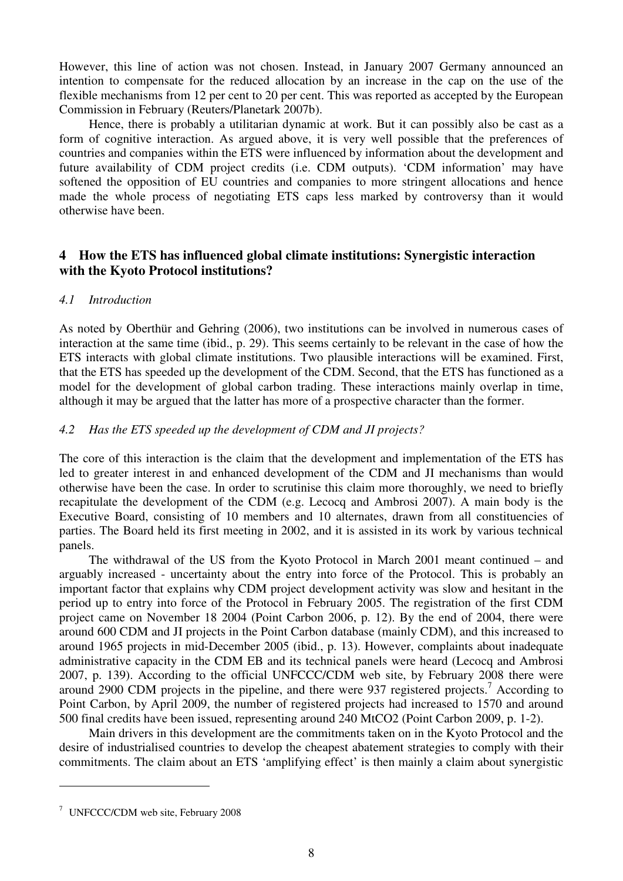However, this line of action was not chosen. Instead, in January 2007 Germany announced an intention to compensate for the reduced allocation by an increase in the cap on the use of the flexible mechanisms from 12 per cent to 20 per cent. This was reported as accepted by the European Commission in February (Reuters/Planetark 2007b).

Hence, there is probably a utilitarian dynamic at work. But it can possibly also be cast as a form of cognitive interaction. As argued above, it is very well possible that the preferences of countries and companies within the ETS were influenced by information about the development and future availability of CDM project credits (i.e. CDM outputs). 'CDM information' may have softened the opposition of EU countries and companies to more stringent allocations and hence made the whole process of negotiating ETS caps less marked by controversy than it would otherwise have been.

## 4 How the ETS has influenced global climate institutions: Synergistic interaction with the Kyoto Protocol institutions?

### *4.1 Introduction*

As noted by Oberthür and Gehring (2006), two institutions can be involved in numerous cases of interaction at the same time (ibid., p. 29). This seems certainly to be relevant in the case of how the ETS interacts with global climate institutions. Two plausible interactions will be examined. First, that the ETS has speeded up the development of the CDM. Second, that the ETS has functioned as a model for the development of global carbon trading. These interactions mainly overlap in time, although it may be argued that the latter has more of a prospective character than the former.

### *4.2 Has the ETS speeded up the development of CDM and JI projects?*

The core of this interaction is the claim that the development and implementation of the ETS has led to greater interest in and enhanced development of the CDM and JI mechanisms than would otherwise have been the case. In order to scrutinise this claim more thoroughly, we need to briefly recapitulate the development of the CDM (e.g. Lecocq and Ambrosi 2007). A main body is the Executive Board, consisting of 10 members and 10 alternates, drawn from all constituencies of parties. The Board held its first meeting in 2002, and it is assisted in its work by various technical panels.

The withdrawal of the US from the Kyoto Protocol in March 2001 meant continued – and arguably increased - uncertainty about the entry into force of the Protocol. This is probably an important factor that explains why CDM project development activity was slow and hesitant in the period up to entry into force of the Protocol in February 2005. The registration of the first CDM project came on November 18 2004 (Point Carbon 2006, p. 12). By the end of 2004, there were around 600 CDM and JI projects in the Point Carbon database (mainly CDM), and this increased to around 1965 projects in mid-December 2005 (ibid., p. 13). However, complaints about inadequate administrative capacity in the CDM EB and its technical panels were heard (Lecocq and Ambrosi 2007, p. 139). According to the official UNFCCC/CDM web site, by February 2008 there were around 2900 CDM projects in the pipeline, and there were 937 registered projects.[7] According to Point Carbon, by April 2009, the number of registered projects had increased to 1570 and around 500 final credits have been issued, representing around 240 $MtCO_2$ (Point Carbon 2009, p. 1-2).

Main drivers in this development are the commitments taken on in the Kyoto Protocol and the desire of industrialised countries to develop the cheapest abatement strategies to comply with their commitments. The claim about an ETS 'amplifying effect' is then mainly a claim about synergistic

[7] UNFCCC/CDM web site, February 2008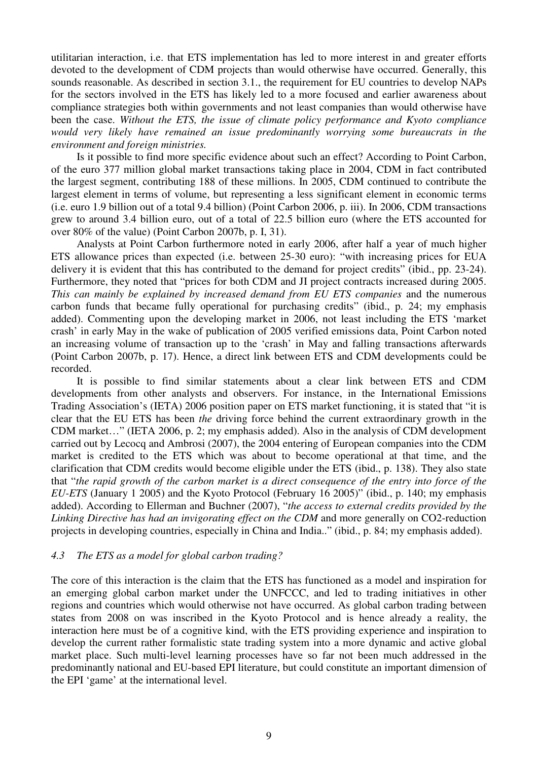utilitarian interaction, i.e. that ETS implementation has led to more interest in and greater efforts devoted to the development of CDM projects than would otherwise have occurred. Generally, this sounds reasonable. As described in section 3.1., the requirement for EU countries to develop NAPs for the sectors involved in the ETS has likely led to a more focused and earlier awareness about compliance strategies both within governments and not least companies than would otherwise have been the case. *Without the ETS, the issue of climate policy performance and Kyoto compliance would very likely have remained an issue predominantly worrying some bureaucrats in the environment and foreign ministries.*

Is it possible to find more specific evidence about such an effect? According to Point Carbon, of the euro 377 million global market transactions taking place in 2004, CDM in fact contributed the largest segment, contributing 188 of these millions. In 2005, CDM continued to contribute the largest element in terms of volume, but representing a less significant element in economic terms (i.e. euro 1.9 billion out of a total 9.4 billion) (Point Carbon 2006, p. iii). In 2006, CDM transactions grew to around 3.4 billion euro, out of a total of 22.5 billion euro (where the ETS accounted for over 80% of the value) (Point Carbon 2007b, p. I, 31).

Analysts at Point Carbon furthermore noted in early 2006, after half a year of much higher ETS allowance prices than expected (i.e. between 25-30 euro): "with increasing prices for EUA delivery it is evident that this has contributed to the demand for project credits" (ibid., pp. 23-24). Furthermore, they noted that "prices for both CDM and JI project contracts increased during 2005. *This can mainly be explained by increased demand from EU ETS companies* and the numerous carbon funds that became fully operational for purchasing credits" (ibid., p. 24; my emphasis added). Commenting upon the developing market in 2006, not least including the ETS 'market crash' in early May in the wake of publication of 2005 verified emissions data, Point Carbon noted an increasing volume of transaction up to the 'crash' in May and falling transactions afterwards (Point Carbon 2007b, p. 17). Hence, a direct link between ETS and CDM developments could be recorded.

It is possible to find similar statements about a clear link between ETS and CDM developments from other analysts and observers. For instance, in the International Emissions Trading Association's (IETA) 2006 position paper on ETS market functioning, it is stated that "it is clear that the EU ETS has been *the* driving force behind the current extraordinary growth in the CDM market…" (IETA 2006, p. 2; my emphasis added). Also in the analysis of CDM development carried out by Lecocq and Ambrosi (2007), the 2004 entering of European companies into the CDM market is credited to the ETS which was about to become operational at that time, and the clarification that CDM credits would become eligible under the ETS (ibid., p. 138). They also state that "*the rapid growth of the carbon market is a direct consequence of the entry into force of the EU-ETS* (January 1 2005) and the Kyoto Protocol (February 16 2005)" (ibid., p. 140; my emphasis added). According to Ellerman and Buchner (2007), "*the access to external credits provided by the Linking Directive has had an invigorating effect on the CDM* and more generally on CO2-reduction projects in developing countries, especially in China and India.." (ibid., p. 84; my emphasis added).

### *4.3 The ETS as a model for global carbon trading?*

The core of this interaction is the claim that the ETS has functioned as a model and inspiration for an emerging global carbon market under the UNFCCC, and led to trading initiatives in other regions and countries which would otherwise not have occurred. As global carbon trading between states from 2008 on was inscribed in the Kyoto Protocol and is hence already a reality, the interaction here must be of a cognitive kind, with the ETS providing experience and inspiration to develop the current rather formalistic state trading system into a more dynamic and active global market place. Such multi-level learning processes have so far not been much addressed in the predominantly national and EU-based EPI literature, but could constitute an important dimension of the EPI 'game' at the international level.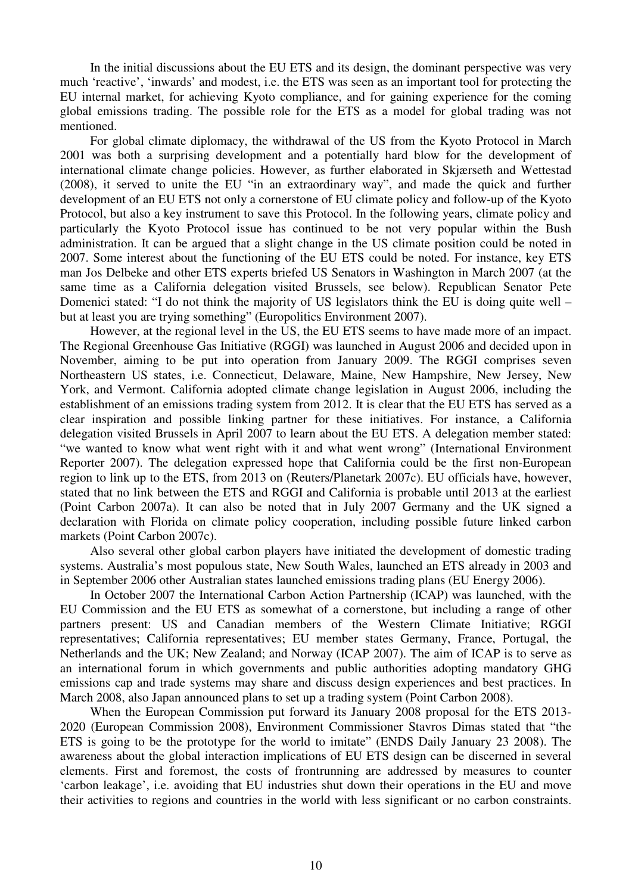In the initial discussions about the EU ETS and its design, the dominant perspective was very much 'reactive', 'inwards' and modest, i.e. the ETS was seen as an important tool for protecting the EU internal market, for achieving Kyoto compliance, and for gaining experience for the coming global emissions trading. The possible role for the ETS as a model for global trading was not mentioned.

For global climate diplomacy, the withdrawal of the US from the Kyoto Protocol in March 2001 was both a surprising development and a potentially hard blow for the development of international climate change policies. However, as further elaborated in Skjærseth and Wettestad (2008), it served to unite the EU "in an extraordinary way", and made the quick and further development of an EU ETS not only a cornerstone of EU climate policy and follow-up of the Kyoto Protocol, but also a key instrument to save this Protocol. In the following years, climate policy and particularly the Kyoto Protocol issue has continued to be not very popular within the Bush administration. It can be argued that a slight change in the US climate position could be noted in 2007. Some interest about the functioning of the EU ETS could be noted. For instance, key ETS man Jos Delbeke and other ETS experts briefed US Senators in Washington in March 2007 (at the same time as a California delegation visited Brussels, see below). Republican Senator Pete Domenici stated: "I do not think the majority of US legislators think the EU is doing quite well – but at least you are trying something" (Europolitics Environment 2007).

However, at the regional level in the US, the EU ETS seems to have made more of an impact. The Regional Greenhouse Gas Initiative (RGGI) was launched in August 2006 and decided upon in November, aiming to be put into operation from January 2009. The RGGI comprises seven Northeastern US states, i.e. Connecticut, Delaware, Maine, New Hampshire, New Jersey, New York, and Vermont. California adopted climate change legislation in August 2006, including the establishment of an emissions trading system from 2012. It is clear that the EU ETS has served as a clear inspiration and possible linking partner for these initiatives. For instance, a California delegation visited Brussels in April 2007 to learn about the EU ETS. A delegation member stated: "we wanted to know what went right with it and what went wrong" (International Environment Reporter 2007). The delegation expressed hope that California could be the first non-European region to link up to the ETS, from 2013 on (Reuters/Planetark 2007c). EU officials have, however, stated that no link between the ETS and RGGI and California is probable until 2013 at the earliest (Point Carbon 2007a). It can also be noted that in July 2007 Germany and the UK signed a declaration with Florida on climate policy cooperation, including possible future linked carbon markets (Point Carbon 2007c).

Also several other global carbon players have initiated the development of domestic trading systems. Australia's most populous state, New South Wales, launched an ETS already in 2003 and in September 2006 other Australian states launched emissions trading plans (EU Energy 2006).

In October 2007 the International Carbon Action Partnership (ICAP) was launched, with the EU Commission and the EU ETS as somewhat of a cornerstone, but including a range of other partners present: US and Canadian members of the Western Climate Initiative; RGGI representatives; California representatives; EU member states Germany, France, Portugal, the Netherlands and the UK; New Zealand; and Norway (ICAP 2007). The aim of ICAP is to serve as an international forum in which governments and public authorities adopting mandatory GHG emissions cap and trade systems may share and discuss design experiences and best practices. In March 2008, also Japan announced plans to set up a trading system (Point Carbon 2008).

When the European Commission put forward its January 2008 proposal for the ETS 2013-2020 (European Commission 2008), Environment Commissioner Stavros Dimas stated that "the ETS is going to be the prototype for the world to imitate" (ENDS Daily January 23 2008). The awareness about the global interaction implications of EU ETS design can be discerned in several elements. First and foremost, the costs of frontrunning are addressed by measures to counter 'carbon leakage', i.e. avoiding that EU industries shut down their operations in the EU and move their activities to regions and countries in the world with less significant or no carbon constraints.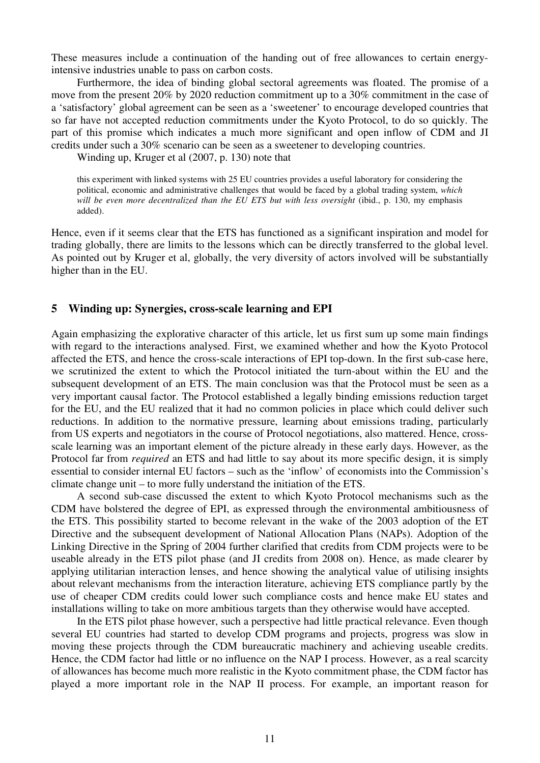These measures include a continuation of the handing out of free allowances to certain energy-intensive industries unable to pass on carbon costs.

Furthermore, the idea of binding global sectoral agreements was floated. The promise of a move from the present 20% by 2020 reduction commitment up to a 30% commitment in the case of a 'satisfactory' global agreement can be seen as a 'sweetener' to encourage developed countries that so far have not accepted reduction commitments under the Kyoto Protocol, to do so quickly. The part of this promise which indicates a much more significant and open inflow of CDM and JI credits under such a 30% scenario can be seen as a sweetener to developing countries.

Winding up, Kruger et al (2007, p. 130) note that

> this experiment with linked systems with 25 EU countries provides a useful laboratory for considering the political, economic and administrative challenges that would be faced by a global trading system, *which will be even more decentralized than the EU ETS but with less oversight* (ibid., p. 130, my emphasis added).

Hence, even if it seems clear that the ETS has functioned as a significant inspiration and model for trading globally, there are limits to the lessons which can be directly transferred to the global level. As pointed out by Kruger et al, globally, the very diversity of actors involved will be substantially higher than in the EU.

## 5 Winding up: Synergies, cross-scale learning and EPI

Again emphasizing the explorative character of this article, let us first sum up some main findings with regard to the interactions analysed. First, we examined whether and how the Kyoto Protocol affected the ETS, and hence the cross-scale interactions of EPI top-down. In the first sub-case here, we scrutinized the extent to which the Protocol initiated the turn-about within the EU and the subsequent development of an ETS. The main conclusion was that the Protocol must be seen as a very important causal factor. The Protocol established a legally binding emissions reduction target for the EU, and the EU realized that it had no common policies in place which could deliver such reductions. In addition to the normative pressure, learning about emissions trading, particularly from US experts and negotiators in the course of Protocol negotiations, also mattered. Hence, cross-scale learning was an important element of the picture already in these early days. However, as the Protocol far from *required* an ETS and had little to say about its more specific design, it is simply essential to consider internal EU factors – such as the 'inflow' of economists into the Commission's climate change unit – to more fully understand the initiation of the ETS.

A second sub-case discussed the extent to which Kyoto Protocol mechanisms such as the CDM have bolstered the degree of EPI, as expressed through the environmental ambitiousness of the ETS. This possibility started to become relevant in the wake of the 2003 adoption of the ET Directive and the subsequent development of National Allocation Plans (NAPs). Adoption of the Linking Directive in the Spring of 2004 further clarified that credits from CDM projects were to be useable already in the ETS pilot phase (and JI credits from 2008 on). Hence, as made clearer by applying utilitarian interaction lenses, and hence showing the analytical value of utilising insights about relevant mechanisms from the interaction literature, achieving ETS compliance partly by the use of cheaper CDM credits could lower such compliance costs and hence make EU states and installations willing to take on more ambitious targets than they otherwise would have accepted.

In the ETS pilot phase however, such a perspective had little practical relevance. Even though several EU countries had started to develop CDM programs and projects, progress was slow in moving these projects through the CDM bureaucratic machinery and achieving useable credits. Hence, the CDM factor had little or no influence on the NAP I process. However, as a real scarcity of allowances has become much more realistic in the Kyoto commitment phase, the CDM factor has played a more important role in the NAP II process. For example, an important reason for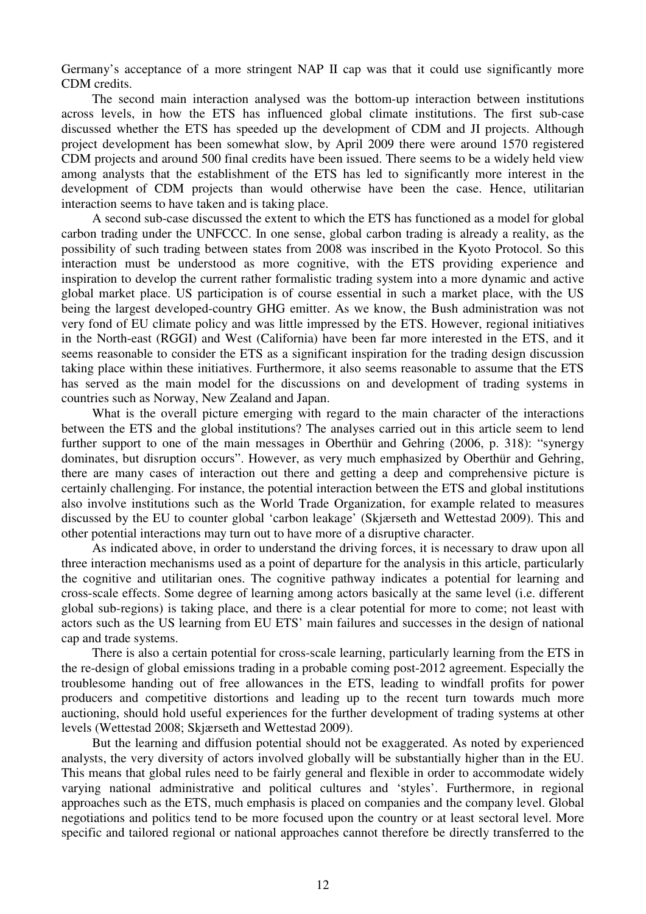Germany's acceptance of a more stringent NAP II cap was that it could use significantly more CDM credits.

The second main interaction analysed was the bottom-up interaction between institutions across levels, in how the ETS has influenced global climate institutions. The first sub-case discussed whether the ETS has speeded up the development of CDM and JI projects. Although project development has been somewhat slow, by April 2009 there were around 1570 registered CDM projects and around 500 final credits have been issued. There seems to be a widely held view among analysts that the establishment of the ETS has led to significantly more interest in the development of CDM projects than would otherwise have been the case. Hence, utilitarian interaction seems to have taken and is taking place.

A second sub-case discussed the extent to which the ETS has functioned as a model for global carbon trading under the UNFCCC. In one sense, global carbon trading is already a reality, as the possibility of such trading between states from 2008 was inscribed in the Kyoto Protocol. So this interaction must be understood as more cognitive, with the ETS providing experience and inspiration to develop the current rather formalistic trading system into a more dynamic and active global market place. US participation is of course essential in such a market place, with the US being the largest developed-country GHG emitter. As we know, the Bush administration was not very fond of EU climate policy and was little impressed by the ETS. However, regional initiatives in the North-east (RGGI) and West (California) have been far more interested in the ETS, and it seems reasonable to consider the ETS as a significant inspiration for the trading design discussion taking place within these initiatives. Furthermore, it also seems reasonable to assume that the ETS has served as the main model for the discussions on and development of trading systems in countries such as Norway, New Zealand and Japan.

What is the overall picture emerging with regard to the main character of the interactions between the ETS and the global institutions? The analyses carried out in this article seem to lend further support to one of the main messages in Oberthür and Gehring (2006, p. 318): "synergy dominates, but disruption occurs". However, as very much emphasized by Oberthür and Gehring, there are many cases of interaction out there and getting a deep and comprehensive picture is certainly challenging. For instance, the potential interaction between the ETS and global institutions also involve institutions such as the World Trade Organization, for example related to measures discussed by the EU to counter global 'carbon leakage' (Skjærseth and Wettestad 2009). This and other potential interactions may turn out to have more of a disruptive character.

As indicated above, in order to understand the driving forces, it is necessary to draw upon all three interaction mechanisms used as a point of departure for the analysis in this article, particularly the cognitive and utilitarian ones. The cognitive pathway indicates a potential for learning and cross-scale effects. Some degree of learning among actors basically at the same level (i.e. different global sub-regions) is taking place, and there is a clear potential for more to come; not least with actors such as the US learning from EU ETS' main failures and successes in the design of national cap and trade systems.

There is also a certain potential for cross-scale learning, particularly learning from the ETS in the re-design of global emissions trading in a probable coming post-2012 agreement. Especially the troublesome handing out of free allowances in the ETS, leading to windfall profits for power producers and competitive distortions and leading up to the recent turn towards much more auctioning, should hold useful experiences for the further development of trading systems at other levels (Wettestad 2008; Skjærseth and Wettestad 2009).

But the learning and diffusion potential should not be exaggerated. As noted by experienced analysts, the very diversity of actors involved globally will be substantially higher than in the EU. This means that global rules need to be fairly general and flexible in order to accommodate widely varying national administrative and political cultures and 'styles'. Furthermore, in regional approaches such as the ETS, much emphasis is placed on companies and the company level. Global negotiations and politics tend to be more focused upon the country or at least sectoral level. More specific and tailored regional or national approaches cannot therefore be directly transferred to the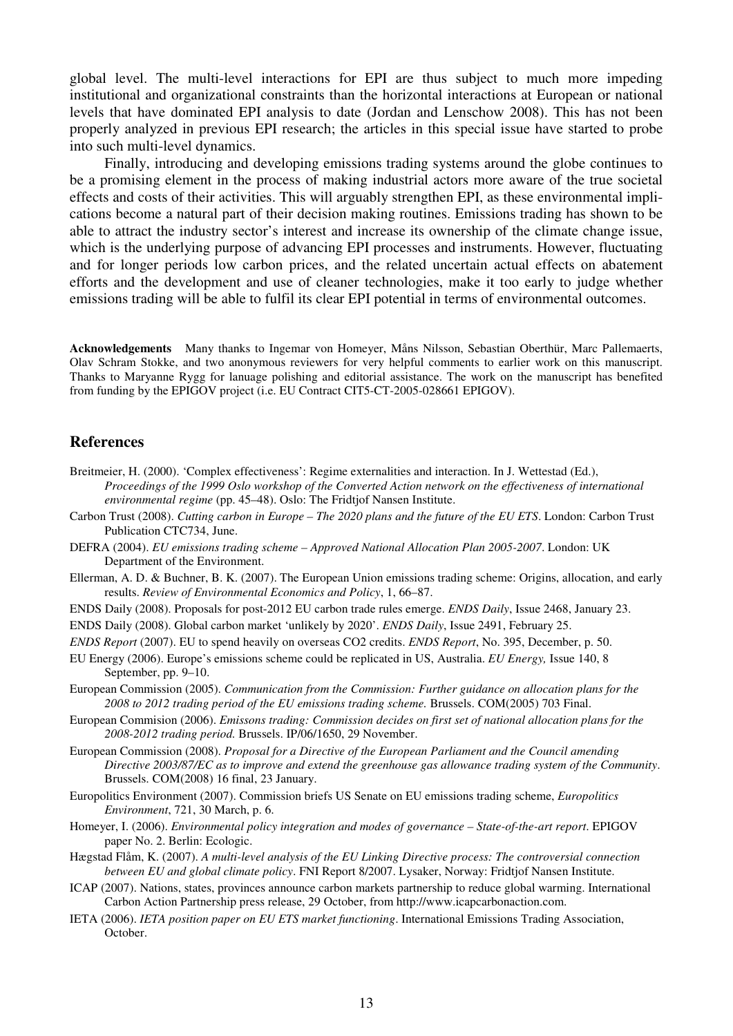global level. The multi-level interactions for EPI are thus subject to much more impeding institutional and organizational constraints than the horizontal interactions at European or national levels that have dominated EPI analysis to date (Jordan and Lenschow 2008). This has not been properly analyzed in previous EPI research; the articles in this special issue have started to probe into such multi-level dynamics.

Finally, introducing and developing emissions trading systems around the globe continues to be a promising element in the process of making industrial actors more aware of the true societal effects and costs of their activities. This will arguably strengthen EPI, as these environmental implications become a natural part of their decision making routines. Emissions trading has shown to be able to attract the industry sector's interest and increase its ownership of the climate change issue, which is the underlying purpose of advancing EPI processes and instruments. However, fluctuating and for longer periods low carbon prices, and the related uncertain actual effects on abatement efforts and the development and use of cleaner technologies, make it too early to judge whether emissions trading will be able to fulfil its clear EPI potential in terms of environmental outcomes.

**Acknowledgements** Many thanks to Ingemar von Homeyer, Måns Nilsson, Sebastian Oberthür, Marc Pallemaerts, Olav Schram Stokke, and two anonymous reviewers for very helpful comments to earlier work on this manuscript. Thanks to Maryanne Rygg for lanuage polishing and editorial assistance. The work on the manuscript has benefited from funding by the EPIGOV project (i.e. EU Contract CIT5-CT-2005-028661 EPIGOV).

## References

Breitmeier, H. (2000). 'Complex effectiveness': Regime externalities and interaction. In J. Wettestad (Ed.), *Proceedings of the 1999 Oslo workshop of the Converted Action network on the effectiveness of international environmental regime* (pp. 45–48). Oslo: The Fridtjof Nansen Institute.

Carbon Trust (2008). *Cutting carbon in Europe – The 2020 plans and the future of the EU ETS*. London: Carbon Trust Publication CTC734, June.

DEFRA (2004). *EU emissions trading scheme – Approved National Allocation Plan 2005-2007*. London: UK Department of the Environment.

Ellerman, A. D. & Buchner, B. K. (2007). The European Union emissions trading scheme: Origins, allocation, and early results. *Review of Environmental Economics and Policy*, 1, 66–87.

ENDS Daily (2008). Proposals for post-2012 EU carbon trade rules emerge. *ENDS Daily*, Issue 2468, January 23.

ENDS Daily (2008). Global carbon market 'unlikely by 2020'. *ENDS Daily*, Issue 2491, February 25.

*ENDS Report* (2007). EU to spend heavily on overseas CO2 credits. *ENDS Report*, No. 395, December, p. 50.

EU Energy (2006). Europe's emissions scheme could be replicated in US, Australia. *EU Energy,* Issue 140, 8 September, pp. 9–10.

European Commission (2005). *Communication from the Commission: Further guidance on allocation plans for the 2008 to 2012 trading period of the EU emissions trading scheme.* Brussels. COM(2005) 703 Final.

European Commision (2006). *Emissons trading: Commission decides on first set of national allocation plans for the 2008-2012 trading period.* Brussels. IP/06/1650, 29 November.

European Commission (2008). *Proposal for a Directive of the European Parliament and the Council amending Directive 2003/87/EC as to improve and extend the greenhouse gas allowance trading system of the Community*. Brussels. COM(2008) 16 final, 23 January.

Europolitics Environment (2007). Commission briefs US Senate on EU emissions trading scheme, *Europolitics Environment*, 721, 30 March, p. 6.

Homeyer, I. (2006). *Environmental policy integration and modes of governance – State-of-the-art report*. EPIGOV paper No. 2. Berlin: Ecologic.

Hægstad Flåm, K. (2007). *A multi-level analysis of the EU Linking Directive process: The controversial connection between EU and global climate policy*. FNI Report 8/2007. Lysaker, Norway: Fridtjof Nansen Institute.

ICAP (2007). Nations, states, provinces announce carbon markets partnership to reduce global warming. International Carbon Action Partnership press release, 29 October, from http://www.icapcarbonaction.com.

IETA (2006). *IETA position paper on EU ETS market functioning*. International Emissions Trading Association, October.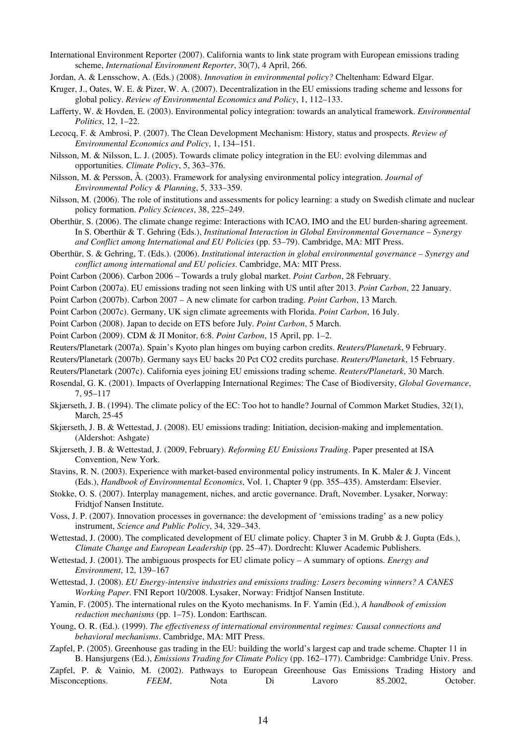International Environment Reporter (2007). California wants to link state program with European emissions trading scheme, *International Environment Reporter*, 30(7), 4 April, 266.

Jordan, A. & Lensschow, A. (Eds.) (2008). *Innovation in environmental policy?* Cheltenham: Edward Elgar.

Kruger, J., Oates, W. E. & Pizer, W. A. (2007). Decentralization in the EU emissions trading scheme and lessons for global policy. *Review of Environmental Economics and Policy*, 1, 112–133.

Lafferty, W. & Hovden, E. (2003). Environmental policy integration: towards an analytical framework. *Environmental Politics*, 12, 1–22.

Lecocq, F. & Ambrosi, P. (2007). The Clean Development Mechanism: History, status and prospects. *Review of Environmental Economics and Policy*, 1, 134–151.

Nilsson, M. & Nilsson, L. J. (2005). Towards climate policy integration in the EU: evolving dilemmas and opportunities. *Climate Policy*, 5, 363–376.

Nilsson, M. & Persson, Å. (2003). Framework for analysing environmental policy integration. *Journal of Environmental Policy & Planning*, 5, 333–359.

Nilsson, M. (2006). The role of institutions and assessments for policy learning: a study on Swedish climate and nuclear policy formation. *Policy Sciences*, 38, 225–249.

Oberthür, S. (2006). The climate change regime: Interactions with ICAO, IMO and the EU burden-sharing agreement. In S. Oberthür & T. Gehring (Eds.), *Institutional Interaction in Global Environmental Governance – Synergy and Conflict among International and EU Policies* (pp. 53–79). Cambridge, MA: MIT Press.

Oberthür, S. & Gehring, T. (Eds.). (2006). *Institutional interaction in global environmental governance – Synergy and conflict among international and EU policies*. Cambridge, MA: MIT Press.

Point Carbon (2006). Carbon 2006 – Towards a truly global market. *Point Carbon*, 28 February.

Point Carbon (2007a). EU emissions trading not seen linking with US until after 2013. *Point Carbon*, 22 January.

Point Carbon (2007b). Carbon 2007 – A new climate for carbon trading. *Point Carbon*, 13 March.

Point Carbon (2007c). Germany, UK sign climate agreements with Florida. *Point Carbon*, 16 July.

Point Carbon (2008). Japan to decide on ETS before July. *Point Carbon*, 5 March.

Point Carbon (2009). CDM & JI Monitor, 6:8. *Point Carbon*, 15 April, pp. 1–2.

Reuters/Planetark (2007a). Spain's Kyoto plan hinges om buying carbon credits. *Reuters/Planetark*, 9 February.

Reuters/Planetark (2007b). Germany says EU backs 20 Pct CO2 credits purchase. *Reuters/Planetark*, 15 February.

Reuters/Planetark (2007c). California eyes joining EU emissions trading scheme. *Reuters/Planetark*, 30 March.

Rosendal, G. K. (2001). Impacts of Overlapping International Regimes: The Case of Biodiversity, *Global Governance*, 7, 95–117

Skjærseth, J. B. (1994). The climate policy of the EC: Too hot to handle? Journal of Common Market Studies, 32(1), March, 25-45

Skjærseth, J. B. & Wettestad, J. (2008). EU emissions trading: Initiation, decision-making and implementation. (Aldershot: Ashgate)

Skjærseth, J. B. & Wettestad, J. (2009, February). *Reforming EU Emissions Trading*. Paper presented at ISA Convention, New York.

Stavins, R. N. (2003). Experience with market-based environmental policy instruments. In K. Maler & J. Vincent (Eds.), *Handbook of Environmental Economics*, Vol. 1, Chapter 9 (pp. 355–435). Amsterdam: Elsevier.

Stokke, O. S. (2007). Interplay management, niches, and arctic governance. Draft, November. Lysaker, Norway: Fridtjof Nansen Institute.

Voss, J. P. (2007). Innovation processes in governance: the development of 'emissions trading' as a new policy instrument, *Science and Public Policy*, 34, 329–343.

Wettestad, J. (2000). The complicated development of EU climate policy. Chapter 3 in M. Grubb & J. Gupta (Eds.), *Climate Change and European Leadership* (pp. 25–47). Dordrecht: Kluwer Academic Publishers.

Wettestad, J. (2001). The ambiguous prospects for EU climate policy – A summary of options. *Energy and Environment*, 12, 139–167

Wettestad, J. (2008). *EU Energy-intensive industries and emissions trading: Losers becoming winners? A CANES Working Paper*. FNI Report 10/2008. Lysaker, Norway: Fridtjof Nansen Institute.

Yamin, F. (2005). The international rules on the Kyoto mechanisms. In F. Yamin (Ed.), *A handbook of emission reduction mechanisms* (pp. 1–75). London: Earthscan.

Young, O. R. (Ed.). (1999). *The effectiveness of international environmental regimes: Causal connections and behavioral mechanisms*. Cambridge, MA: MIT Press.

Zapfel, P. (2005). Greenhouse gas trading in the EU: building the world's largest cap and trade scheme. Chapter 11 in B. Hansjurgens (Ed.), *Emissions Trading for Climate Policy* (pp. 162–177). Cambridge: Cambridge Univ. Press.

Zapfel, P. & Vainio, M. (2002). Pathways to European Greenhouse Gas Emissions Trading History and Misconceptions. *FEEM*, Nota Di Lavoro 85.2002, October.